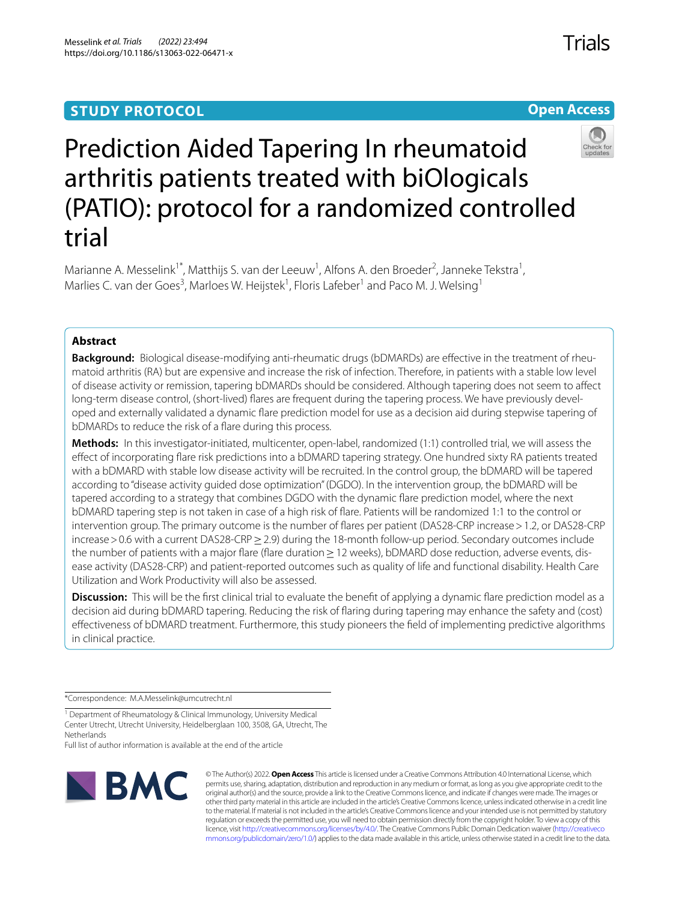STUDY PROTOCOL

Open Access

# Prediction Aided Tapering In rheumatoid arthritis patients treated with biOlogicals (PATIO): protocol for a randomized controlled trial

Marianne A. Messelink[1*], Matthijs S. van der Leeuw[1], Alfons A. den Broeder[2], Janneke Tekstra[1], Marlies C. van der Goes[3], Marloes W. Heijstek[1], Floris Lafeber[1] and Paco M. J. Welsing[1]

## Abstract

**Background:** Biological disease-modifying anti-rheumatic drugs (bDMARDs) are effective in the treatment of rheumatoid arthritis (RA) but are expensive and increase the risk of infection. Therefore, in patients with a stable low level of disease activity or remission, tapering bDMARDs should be considered. Although tapering does not seem to affect long-term disease control, (short-lived) flares are frequent during the tapering process. We have previously developed and externally validated a dynamic flare prediction model for use as a decision aid during stepwise tapering of bDMARDs to reduce the risk of a flare during this process.

**Methods:** In this investigator-initiated, multicenter, open-label, randomized (1:1) controlled trial, we will assess the effect of incorporating flare risk predictions into a bDMARD tapering strategy. One hundred sixty RA patients treated with a bDMARD with stable low disease activity will be recruited. In the control group, the bDMARD will be tapered according to "disease activity guided dose optimization" (DGDO). In the intervention group, the bDMARD will be tapered according to a strategy that combines DGDO with the dynamic flare prediction model, where the next bDMARD tapering step is not taken in case of a high risk of flare. Patients will be randomized 1:1 to the control or intervention group. The primary outcome is the number of flares per patient (DAS28-CRP increase > 1.2, or DAS28-CRP increase > 0.6 with a current DAS28-CRP ≥ 2.9) during the 18-month follow-up period. Secondary outcomes include the number of patients with a major flare (flare duration ≥ 12 weeks), bDMARD dose reduction, adverse events, disease activity (DAS28-CRP) and patient-reported outcomes such as quality of life and functional disability. Health Care Utilization and Work Productivity will also be assessed.

**Discussion:** This will be the first clinical trial to evaluate the benefit of applying a dynamic flare prediction model as a decision aid during bDMARD tapering. Reducing the risk of flaring during tapering may enhance the safety and (cost) effectiveness of bDMARD treatment. Furthermore, this study pioneers the field of implementing predictive algorithms in clinical practice.

*Correspondence: M.A.Messelink@umcutrecht.nl

[1] Department of Rheumatology & Clinical Immunology, University Medical Center Utrecht, Utrecht University, Heidelberglaan 100, 3508, GA, Utrecht, The Netherlands

Full list of author information is available at the end of the article

© The Author(s) 2022. **Open Access** This article is licensed under a Creative Commons Attribution 4.0 International License, which permits use, sharing, adaptation, distribution and reproduction in any medium or format, as long as you give appropriate credit to the original author(s) and the source, provide a link to the Creative Commons licence, and indicate if changes were made. The images or other third party material in this article are included in the article's Creative Commons licence, unless indicated otherwise in a credit line to the material. If material is not included in the article's Creative Commons licence and your intended use is not permitted by statutory regulation or exceeds the permitted use, you will need to obtain permission directly from the copyright holder. To view a copy of this licence, visit http://creativecommons.org/licenses/by/4.0/. The Creative Commons Public Domain Dedication waiver (http://creativecommons.org/publicdomain/zero/1.0/) applies to the data made available in this article, unless otherwise stated in a credit line to the data.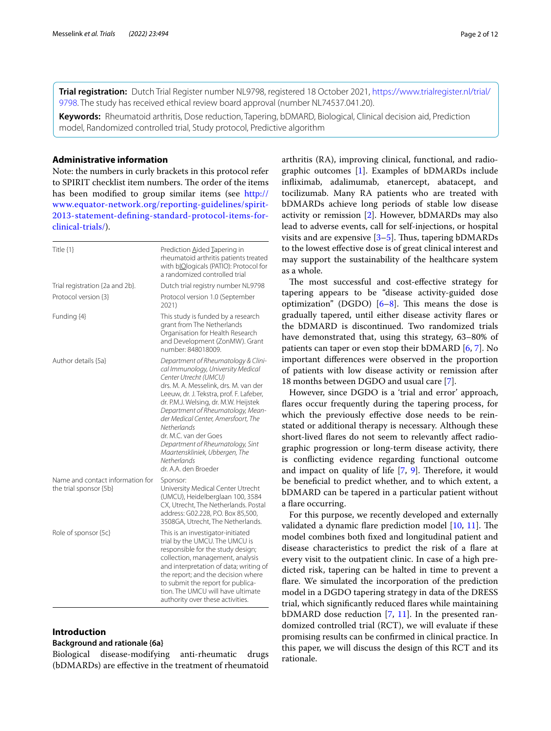**Trial registration:** Dutch Trial Register number NL9798, registered 18 October 2021, https://www.trialregister.nl/trial/9798. The study has received ethical review board approval (number NL74537.041.20).

**Keywords:** Rheumatoid arthritis, Dose reduction, Tapering, bDMARD, Biological, Clinical decision aid, Prediction model, Randomized controlled trial, Study protocol, Predictive algorithm

## Administrative information

Note: the numbers in curly brackets in this protocol refer to SPIRIT checklist item numbers. The order of the items has been modified to group similar items (see http://www.equator-network.org/reporting-guidelines/spirit-2013-statement-defining-standard-protocol-items-for-clinical-trials/).

| | |
|---|---|
| Title {1} | Prediction Aided Tapering in rheumatoid arthritis patients treated with bIOlogicals (PATIO): Protocol for a randomized controlled trial |
| Trial registration {2a and 2b}. | Dutch trial registry number NL9798 |
| Protocol version {3} | Protocol version 1.0 (September 2021) |
| Funding {4} | This study is funded by a research grant from The Netherlands Organisation for Health Research and Development (ZonMW). Grant number: 848018009. |
| Author details {5a} | *Department of Rheumatology & Clinical Immunology, University Medical Center Utrecht (UMCU)* drs. M. A. Messelink, drs. M. van der Leeuw, dr. J. Tekstra, prof. F. Lafeber, dr. P.M.J. Welsing, dr. M.W. Heijstek *Department of Rheumatology, Meander Medical Center, Amersfoort, The Netherlands* dr. M.C. van der Goes *Department of Rheumatology, Sint Maartenskliniek, Ubbergen, The Netherlands* dr. A.A. den Broeder |
| Name and contact information for the trial sponsor {5b} | Sponsor: University Medical Center Utrecht (UMCU), Heidelberglaan 100, 3584 CX, Utrecht, The Netherlands. Postal address: G02.228, P.O. Box 85,500, 3508GA, Utrecht, The Netherlands. |
| Role of sponsor {5c} | This is an investigator-initiated trial by the UMCU. The UMCU is responsible for the study design; collection, management, analysis and interpretation of data; writing of the report; and the decision where to submit the report for publication. The UMCU will have ultimate authority over these activities. |

## Introduction

### Background and rationale {6a}

Biological disease-modifying anti-rheumatic drugs (bDMARDs) are effective in the treatment of rheumatoid arthritis (RA), improving clinical, functional, and radiographic outcomes [1]. Examples of bDMARDs include infliximab, adalimumab, etanercept, abatacept, and tocilizumab. Many RA patients who are treated with bDMARDs achieve long periods of stable low disease activity or remission [2]. However, bDMARDs may also lead to adverse events, call for self-injections, or hospital visits and are expensive [3–5]. Thus, tapering bDMARDs to the lowest effective dose is of great clinical interest and may support the sustainability of the healthcare system as a whole.

The most successful and cost-effective strategy for tapering appears to be "disease activity-guided dose optimization" (DGDO) [6–8]. This means the dose is gradually tapered, until either disease activity flares or the bDMARD is discontinued. Two randomized trials have demonstrated that, using this strategy, 63–80% of patients can taper or even stop their bDMARD [6, 7]. No important differences were observed in the proportion of patients with low disease activity or remission after 18 months between DGDO and usual care [7].

However, since DGDO is a 'trial and error' approach, flares occur frequently during the tapering process, for which the previously effective dose needs to be reinstated or additional therapy is necessary. Although these short-lived flares do not seem to relevantly affect radiographic progression or long-term disease activity, there is conflicting evidence regarding functional outcome and impact on quality of life [7, 9]. Therefore, it would be beneficial to predict whether, and to which extent, a bDMARD can be tapered in a particular patient without a flare occurring.

For this purpose, we recently developed and externally validated a dynamic flare prediction model [10, 11]. The model combines both fixed and longitudinal patient and disease characteristics to predict the risk of a flare at every visit to the outpatient clinic. In case of a high predicted risk, tapering can be halted in time to prevent a flare. We simulated the incorporation of the prediction model in a DGDO tapering strategy in data of the DRESS trial, which significantly reduced flares while maintaining bDMARD dose reduction [7, 11]. In the presented randomized controlled trial (RCT), we will evaluate if these promising results can be confirmed in clinical practice. In this paper, we will discuss the design of this RCT and its rationale.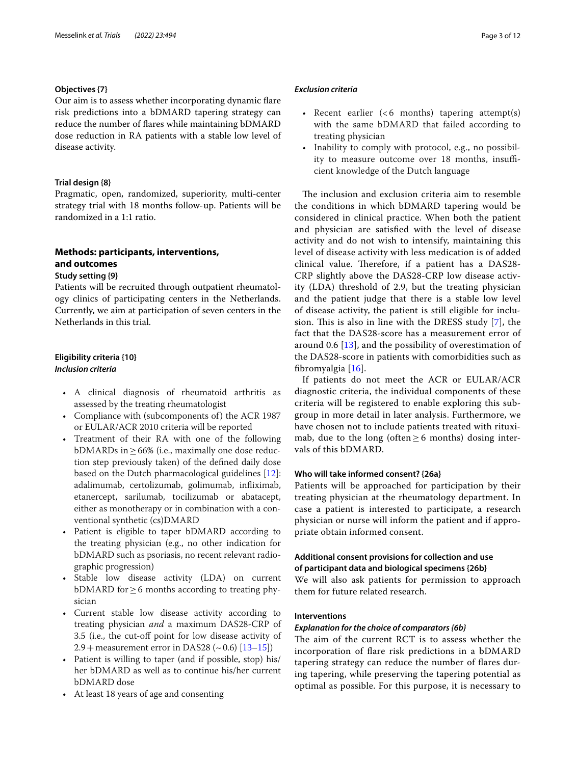### Objectives {7}

Our aim is to assess whether incorporating dynamic flare risk predictions into a bDMARD tapering strategy can reduce the number of flares while maintaining bDMARD dose reduction in RA patients with a stable low level of disease activity.

### Trial design {8}

Pragmatic, open, randomized, superiority, multi-center strategy trial with 18 months follow-up. Patients will be randomized in a 1:1 ratio.

## Methods: participants, interventions, and outcomes

### Study setting {9}

Patients will be recruited through outpatient rheumatology clinics of participating centers in the Netherlands. Currently, we aim at participation of seven centers in the Netherlands in this trial.

### Eligibility criteria {10}

#### *Inclusion criteria*

- A clinical diagnosis of rheumatoid arthritis as assessed by the treating rheumatologist
- Compliance with (subcomponents of) the ACR 1987 or EULAR/ACR 2010 criteria will be reported
- Treatment of their RA with one of the following bDMARDs in ≥ 66% (i.e., maximally one dose reduction step previously taken) of the defined daily dose based on the Dutch pharmacological guidelines [12]: adalimumab, certolizumab, golimumab, infliximab, etanercept, sarilumab, tocilizumab or abatacept, either as monotherapy or in combination with a conventional synthetic (cs)DMARD
- Patient is eligible to taper bDMARD according to the treating physician (e.g., no other indication for bDMARD such as psoriasis, no recent relevant radiographic progression)
- Stable low disease activity (LDA) on current bDMARD for ≥ 6 months according to treating physician
- Current stable low disease activity according to treating physician *and* a maximum DAS28-CRP of 3.5 (i.e., the cut-off point for low disease activity of 2.9 + measurement error in DAS28 (~ 0.6) [13–15])
- Patient is willing to taper (and if possible, stop) his/her bDMARD as well as to continue his/her current bDMARD dose
- At least 18 years of age and consenting

#### *Exclusion criteria*

- Recent earlier (< 6 months) tapering attempt(s) with the same bDMARD that failed according to treating physician
- Inability to comply with protocol, e.g., no possibility to measure outcome over 18 months, insufficient knowledge of the Dutch language

The inclusion and exclusion criteria aim to resemble the conditions in which bDMARD tapering would be considered in clinical practice. When both the patient and physician are satisfied with the level of disease activity and do not wish to intensify, maintaining this level of disease activity with less medication is of added clinical value. Therefore, if a patient has a DAS28-CRP slightly above the DAS28-CRP low disease activity (LDA) threshold of 2.9, but the treating physician and the patient judge that there is a stable low level of disease activity, the patient is still eligible for inclusion. This is also in line with the DRESS study [7], the fact that the DAS28-score has a measurement error of around 0.6 [13], and the possibility of overestimation of the DAS28-score in patients with comorbidities such as fibromyalgia [16].

If patients do not meet the ACR or EULAR/ACR diagnostic criteria, the individual components of these criteria will be registered to enable exploring this subgroup in more detail in later analysis. Furthermore, we have chosen not to include patients treated with rituximab, due to the long (often ≥ 6 months) dosing intervals of this bDMARD.

### Who will take informed consent? {26a}

Patients will be approached for participation by their treating physician at the rheumatology department. In case a patient is interested to participate, a research physician or nurse will inform the patient and if appropriate obtain informed consent.

### Additional consent provisions for collection and use of participant data and biological specimens {26b}

We will also ask patients for permission to approach them for future related research.

### Interventions

#### *Explanation for the choice of comparators {6b}*

The aim of the current RCT is to assess whether the incorporation of flare risk predictions in a bDMARD tapering strategy can reduce the number of flares during tapering, while preserving the tapering potential as optimal as possible. For this purpose, it is necessary to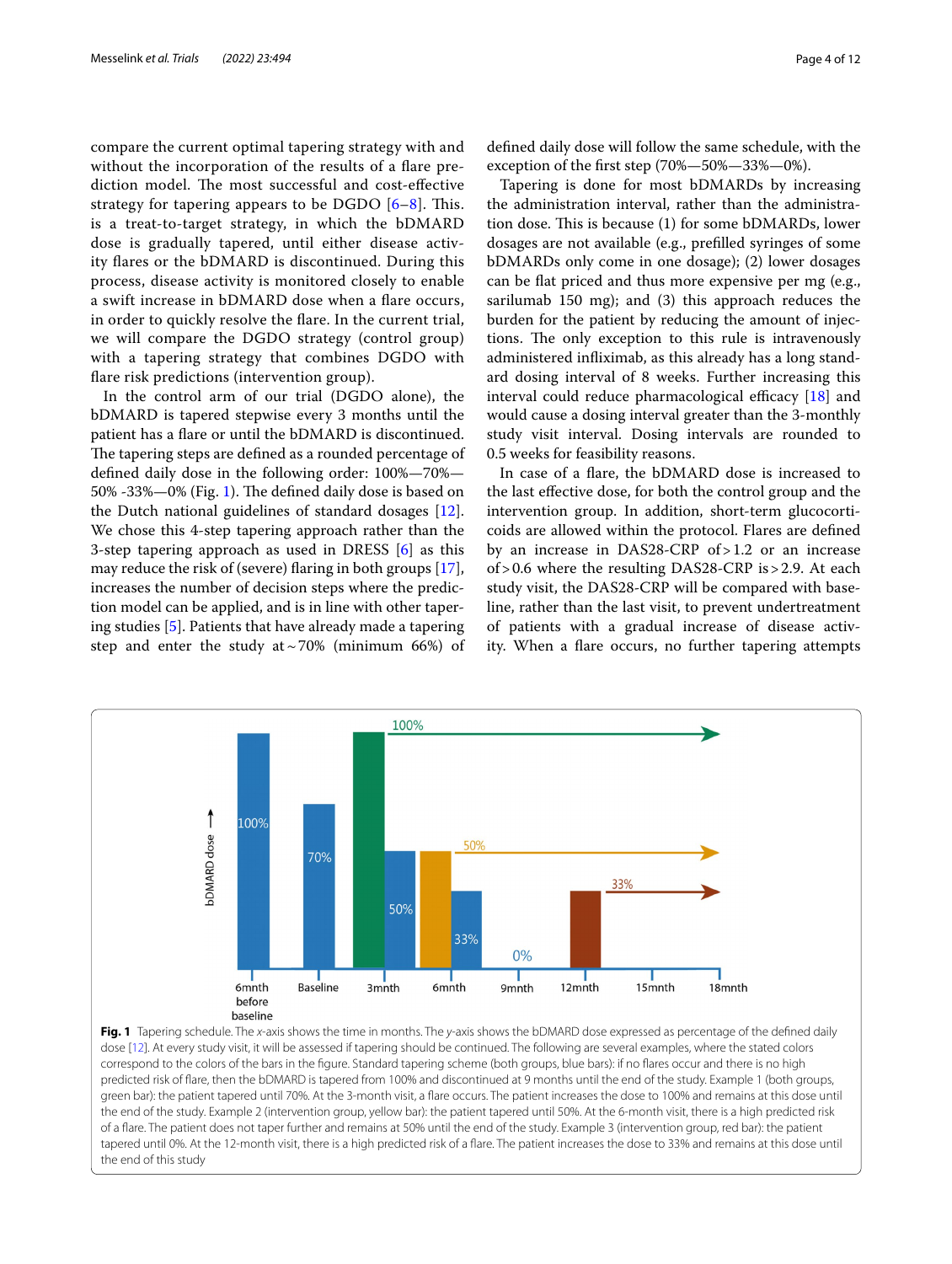compare the current optimal tapering strategy with and without the incorporation of the results of a flare prediction model. The most successful and cost-effective strategy for tapering appears to be DGDO [6–8]. This. is a treat-to-target strategy, in which the bDMARD dose is gradually tapered, until either disease activity flares or the bDMARD is discontinued. During this process, disease activity is monitored closely to enable a swift increase in bDMARD dose when a flare occurs, in order to quickly resolve the flare. In the current trial, we will compare the DGDO strategy (control group) with a tapering strategy that combines DGDO with flare risk predictions (intervention group).

In the control arm of our trial (DGDO alone), the bDMARD is tapered stepwise every 3 months until the patient has a flare or until the bDMARD is discontinued. The tapering steps are defined as a rounded percentage of defined daily dose in the following order: 100%—70%—50% -33%—0% (Fig. 1). The defined daily dose is based on the Dutch national guidelines of standard dosages [12]. We chose this 4-step tapering approach rather than the 3-step tapering approach as used in DRESS [6] as this may reduce the risk of (severe) flaring in both groups [17], increases the number of decision steps where the prediction model can be applied, and is in line with other tapering studies [5]. Patients that have already made a tapering step and enter the study at ~70% (minimum 66%) of defined daily dose will follow the same schedule, with the exception of the first step (70%—50%—33%—0%).

Tapering is done for most bDMARDs by increasing the administration interval, rather than the administration dose. This is because (1) for some bDMARDs, lower dosages are not available (e.g., prefilled syringes of some bDMARDs only come in one dosage); (2) lower dosages can be flat priced and thus more expensive per mg (e.g., sarilumab 150 mg); and (3) this approach reduces the burden for the patient by reducing the amount of injections. The only exception to this rule is intravenously administered infliximab, as this already has a long standard dosing interval of 8 weeks. Further increasing this interval could reduce pharmacological efficacy [18] and would cause a dosing interval greater than the 3-monthly study visit interval. Dosing intervals are rounded to 0.5 weeks for feasibility reasons.

In case of a flare, the bDMARD dose is increased to the last effective dose, for both the control group and the intervention group. In addition, short-term glucocorticoids are allowed within the protocol. Flares are defined by an increase in DAS28-CRP of > 1.2 or an increase of > 0.6 where the resulting DAS28-CRP is > 2.9. At each study visit, the DAS28-CRP will be compared with baseline, rather than the last visit, to prevent undertreatment of patients with a gradual increase of disease activity. When a flare occurs, no further tapering attempts

bDMARD dose
100%
70%
100%
50%
50%
33%
0%
33%
6mnth before baseline
Baseline
3mnth
6mnth
9mnth
12mnth
15mnth
18mnth

**Fig. 1** Tapering schedule. The *x*-axis shows the time in months. The *y*-axis shows the bDMARD dose expressed as percentage of the defined daily dose [12]. At every study visit, it will be assessed if tapering should be continued. The following are several examples, where the stated colors correspond to the colors of the bars in the figure. Standard tapering scheme (both groups, blue bars): if no flares occur and there is no high predicted risk of flare, then the bDMARD is tapered from 100% and discontinued at 9 months until the end of the study. Example 1 (both groups, green bar): the patient tapered until 70%. At the 3-month visit, a flare occurs. The patient increases the dose to 100% and remains at this dose until the end of the study. Example 2 (intervention group, yellow bar): the patient tapered until 50%. At the 6-month visit, there is a high predicted risk of a flare. The patient does not taper further and remains at 50% until the end of the study. Example 3 (intervention group, red bar): the patient tapered until 0%. At the 12-month visit, there is a high predicted risk of a flare. The patient increases the dose to 33% and remains at this dose until the end of this study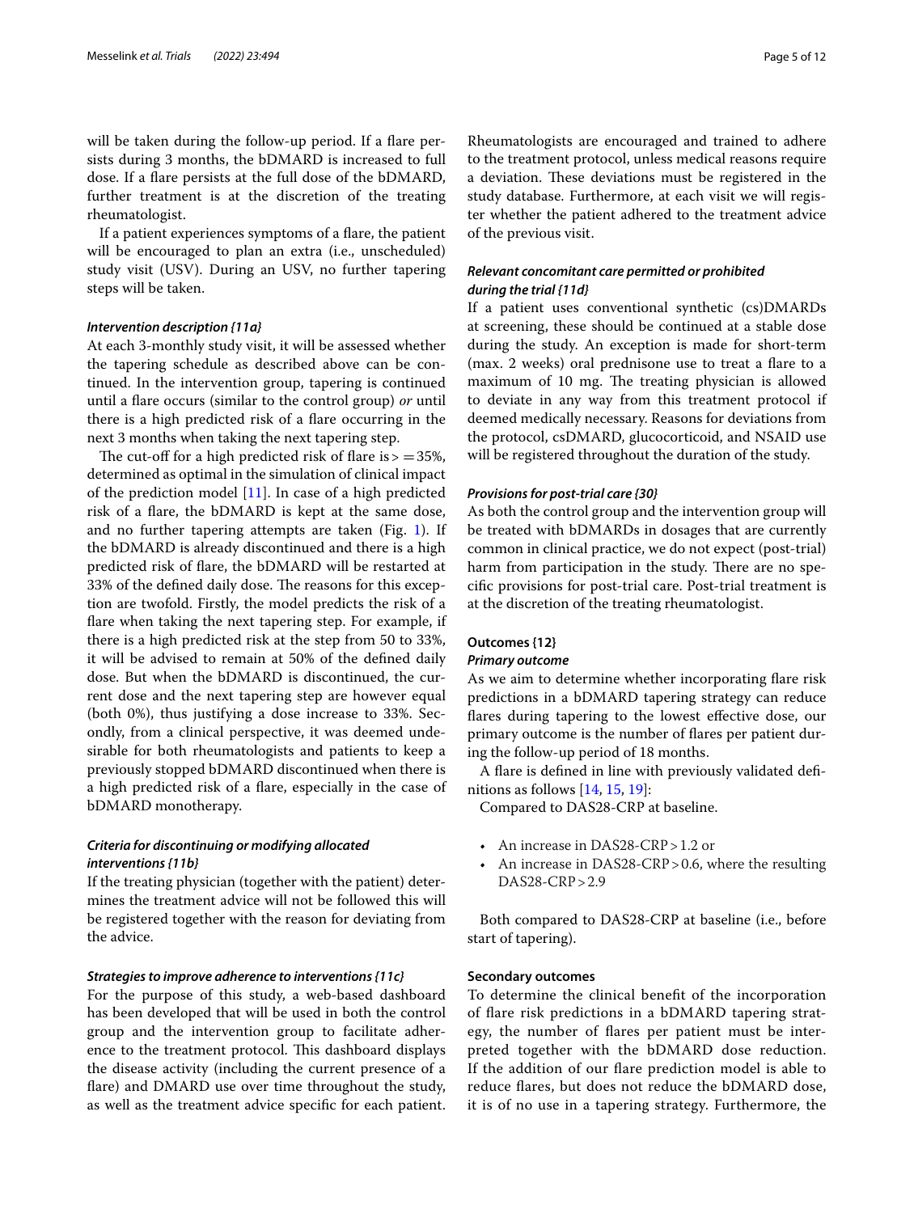will be taken during the follow-up period. If a flare persists during 3 months, the bDMARD is increased to full dose. If a flare persists at the full dose of the bDMARD, further treatment is at the discretion of the treating rheumatologist.

If a patient experiences symptoms of a flare, the patient will be encouraged to plan an extra (i.e., unscheduled) study visit (USV). During an USV, no further tapering steps will be taken.

#### *Intervention description {11a}*

At each 3-monthly study visit, it will be assessed whether the tapering schedule as described above can be continued. In the intervention group, tapering is continued until a flare occurs (similar to the control group) *or* until there is a high predicted risk of a flare occurring in the next 3 months when taking the next tapering step.

The cut-off for a high predicted risk of flare is > = 35%, determined as optimal in the simulation of clinical impact of the prediction model [11]. In case of a high predicted risk of a flare, the bDMARD is kept at the same dose, and no further tapering attempts are taken (Fig. 1). If the bDMARD is already discontinued and there is a high predicted risk of flare, the bDMARD will be restarted at 33% of the defined daily dose. The reasons for this exception are twofold. Firstly, the model predicts the risk of a flare when taking the next tapering step. For example, if there is a high predicted risk at the step from 50 to 33%, it will be advised to remain at 50% of the defined daily dose. But when the bDMARD is discontinued, the current dose and the next tapering step are however equal (both 0%), thus justifying a dose increase to 33%. Secondly, from a clinical perspective, it was deemed undesirable for both rheumatologists and patients to keep a previously stopped bDMARD discontinued when there is a high predicted risk of a flare, especially in the case of bDMARD monotherapy.

#### *Criteria for discontinuing or modifying allocated interventions {11b}*

If the treating physician (together with the patient) determines the treatment advice will not be followed this will be registered together with the reason for deviating from the advice.

#### *Strategies to improve adherence to interventions {11c}*

For the purpose of this study, a web-based dashboard has been developed that will be used in both the control group and the intervention group to facilitate adherence to the treatment protocol. This dashboard displays the disease activity (including the current presence of a flare) and DMARD use over time throughout the study, as well as the treatment advice specific for each patient. Rheumatologists are encouraged and trained to adhere to the treatment protocol, unless medical reasons require a deviation. These deviations must be registered in the study database. Furthermore, at each visit we will register whether the patient adhered to the treatment advice of the previous visit.

#### *Relevant concomitant care permitted or prohibited during the trial {11d}*

If a patient uses conventional synthetic (cs)DMARDs at screening, these should be continued at a stable dose during the study. An exception is made for short-term (max. 2 weeks) oral prednisone use to treat a flare to a maximum of 10 mg. The treating physician is allowed to deviate in any way from this treatment protocol if deemed medically necessary. Reasons for deviations from the protocol, csDMARD, glucocorticoid, and NSAID use will be registered throughout the duration of the study.

#### *Provisions for post-trial care {30}*

As both the control group and the intervention group will be treated with bDMARDs in dosages that are currently common in clinical practice, we do not expect (post-trial) harm from participation in the study. There are no specific provisions for post-trial care. Post-trial treatment is at the discretion of the treating rheumatologist.

### Outcomes {12}

#### *Primary outcome*

As we aim to determine whether incorporating flare risk predictions in a bDMARD tapering strategy can reduce flares during tapering to the lowest effective dose, our primary outcome is the number of flares per patient during the follow-up period of 18 months.

A flare is defined in line with previously validated definitions as follows [14, 15, 19]:

Compared to DAS28-CRP at baseline.

- An increase in DAS28-CRP > 1.2 or
- An increase in DAS28-CRP > 0.6, where the resulting DAS28-CRP > 2.9

Both compared to DAS28-CRP at baseline (i.e., before start of tapering).

#### Secondary outcomes

To determine the clinical benefit of the incorporation of flare risk predictions in a bDMARD tapering strategy, the number of flares per patient must be interpreted together with the bDMARD dose reduction. If the addition of our flare prediction model is able to reduce flares, but does not reduce the bDMARD dose, it is of no use in a tapering strategy. Furthermore, the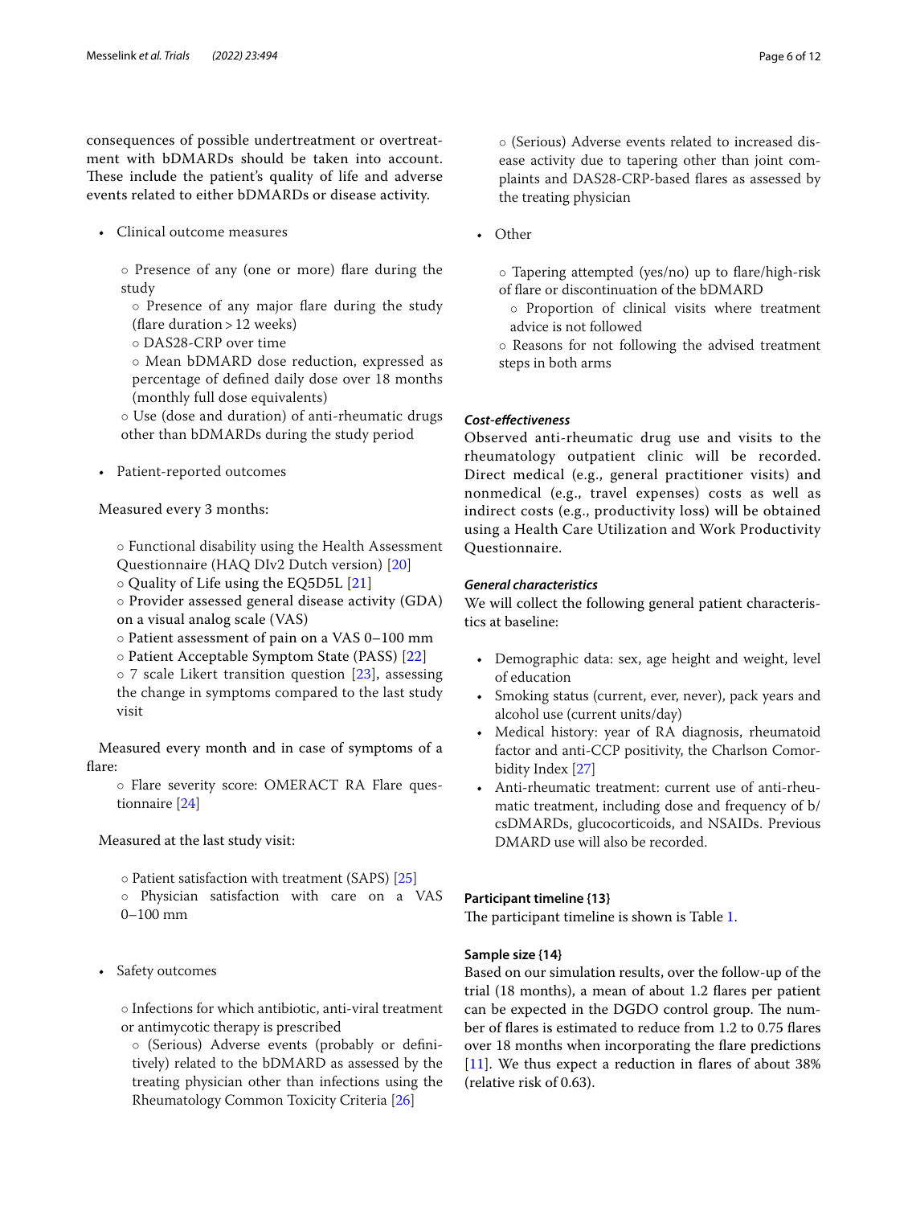consequences of possible undertreatment or overtreatment with bDMARDs should be taken into account. These include the patient's quality of life and adverse events related to either bDMARDs or disease activity.

- Clinical outcome measures
  - Presence of any (one or more) flare during the study
  - Presence of any major flare during the study (flare duration > 12 weeks)
  - DAS28-CRP over time
  - Mean bDMARD dose reduction, expressed as percentage of defined daily dose over 18 months (monthly full dose equivalents)
  - Use (dose and duration) of anti-rheumatic drugs other than bDMARDs during the study period
- Patient-reported outcomes

  Measured every 3 months:

  - Functional disability using the Health Assessment Questionnaire (HAQ DIv2 Dutch version) [20]
  - Quality of Life using the EQ5D5L [21]
  - Provider assessed general disease activity (GDA) on a visual analog scale (VAS)
  - Patient assessment of pain on a VAS 0–100 mm
  - Patient Acceptable Symptom State (PASS) [22]
  - 7 scale Likert transition question [23], assessing the change in symptoms compared to the last study visit

  Measured every month and in case of symptoms of a flare:

  - Flare severity score: OMERACT RA Flare questionnaire [24]

  Measured at the last study visit:

  - Patient satisfaction with treatment (SAPS) [25]
  - Physician satisfaction with care on a VAS 0–100 mm
- Safety outcomes
  - Infections for which antibiotic, anti-viral treatment or antimycotic therapy is prescribed
  - (Serious) Adverse events (probably or definitively) related to the bDMARD as assessed by the treating physician other than infections using the Rheumatology Common Toxicity Criteria [26]
  - (Serious) Adverse events related to increased disease activity due to tapering other than joint complaints and DAS28-CRP-based flares as assessed by the treating physician
- Other
  - Tapering attempted (yes/no) up to flare/high-risk of flare or discontinuation of the bDMARD
  - Proportion of clinical visits where treatment advice is not followed
  - Reasons for not following the advised treatment steps in both arms

### *Cost-effectiveness*

Observed anti-rheumatic drug use and visits to the rheumatology outpatient clinic will be recorded. Direct medical (e.g., general practitioner visits) and nonmedical (e.g., travel expenses) costs as well as indirect costs (e.g., productivity loss) will be obtained using a Health Care Utilization and Work Productivity Questionnaire.

### *General characteristics*

We will collect the following general patient characteristics at baseline:

- Demographic data: sex, age height and weight, level of education
- Smoking status (current, ever, never), pack years and alcohol use (current units/day)
- Medical history: year of RA diagnosis, rheumatoid factor and anti-CCP positivity, the Charlson Comorbidity Index [27]
- Anti-rheumatic treatment: current use of anti-rheumatic treatment, including dose and frequency of b/csDMARDs, glucocorticoids, and NSAIDs. Previous DMARD use will also be recorded.

### **Participant timeline {13}**

The participant timeline is shown is Table 1.

### **Sample size {14}**

Based on our simulation results, over the follow-up of the trial (18 months), a mean of about 1.2 flares per patient can be expected in the DGDO control group. The number of flares is estimated to reduce from 1.2 to 0.75 flares over 18 months when incorporating the flare predictions [11]. We thus expect a reduction in flares of about 38% (relative risk of 0.63).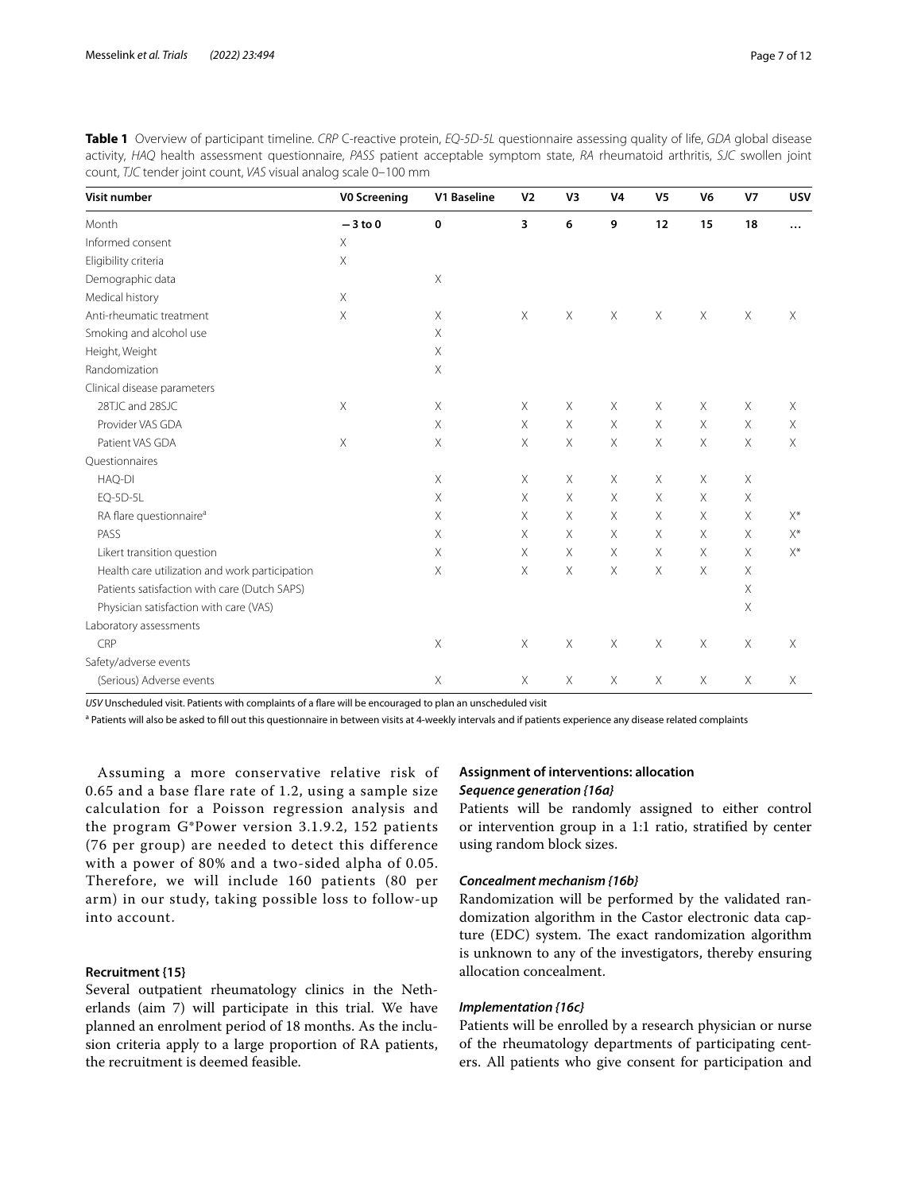**Table 1** Overview of participant timeline. *CRP* C-reactive protein, *EQ-5D-5L* questionnaire assessing quality of life, *GDA* global disease activity, *HAQ* health assessment questionnaire, *PASS* patient acceptable symptom state, *RA* rheumatoid arthritis, *SJC* swollen joint count, *TJC* tender joint count, *VAS* visual analog scale 0–100 mm

| Visit number | V0 Screening | V1 Baseline | V2 | V3 | V4 | V5 | V6 | V7 | USV |
|---|---|---|---|---|---|---|---|---|---|
| Month | **−3 to 0** | **0** | **3** | **6** | **9** | **12** | **15** | **18** | **…** |
| Informed consent | X | | | | | | | | |
| Eligibility criteria | X | | | | | | | | |
| Demographic data | | X | | | | | | | |
| Medical history | X | | | | | | | | |
| Anti-rheumatic treatment | X | X | X | X | X | X | X | X | X |
| Smoking and alcohol use | | X | | | | | | | |
| Height, Weight | | X | | | | | | | |
| Randomization | | X | | | | | | | |
| Clinical disease parameters | | | | | | | | | |
| 28TJC and 28SJC | X | X | X | X | X | X | X | X | X |
| Provider VAS GDA | | X | X | X | X | X | X | X | X |
| Patient VAS GDA | X | X | X | X | X | X | X | X | X |
| Questionnaires | | | | | | | | | |
| HAQ-DI | | X | X | X | X | X | X | X | |
| EQ-5D-5L | | X | X | X | X | X | X | X | |
| RA flare questionnaire[a] | | X | X | X | X | X | X | X | X* |
| PASS | | X | X | X | X | X | X | X | X* |
| Likert transition question | | X | X | X | X | X | X | X | X* |
| Health care utilization and work participation | | X | X | X | X | X | X | X | |
| Patients satisfaction with care (Dutch SAPS) | | | | | | | | X | |
| Physician satisfaction with care (VAS) | | | | | | | | X | |
| Laboratory assessments | | | | | | | | | |
| CRP | | X | X | X | X | X | X | X | X |
| Safety/adverse events | | | | | | | | | |
| (Serious) Adverse events | | X | X | X | X | X | X | X | X |

*USV* Unscheduled visit. Patients with complaints of a flare will be encouraged to plan an unscheduled visit

[a] Patients will also be asked to fill out this questionnaire in between visits at 4-weekly intervals and if patients experience any disease related complaints

Assuming a more conservative relative risk of 0.65 and a base flare rate of 1.2, using a sample size calculation for a Poisson regression analysis and the program G*Power version 3.1.9.2, 152 patients (76 per group) are needed to detect this difference with a power of 80% and a two-sided alpha of 0.05. Therefore, we will include 160 patients (80 per arm) in our study, taking possible loss to follow-up into account.

### Recruitment {15}

Several outpatient rheumatology clinics in the Netherlands (aim 7) will participate in this trial. We have planned an enrolment period of 18 months. As the inclusion criteria apply to a large proportion of RA patients, the recruitment is deemed feasible.

### Assignment of interventions: allocation

#### *Sequence generation {16a}*

Patients will be randomly assigned to either control or intervention group in a 1:1 ratio, stratified by center using random block sizes.

#### *Concealment mechanism {16b}*

Randomization will be performed by the validated randomization algorithm in the Castor electronic data capture (EDC) system. The exact randomization algorithm is unknown to any of the investigators, thereby ensuring allocation concealment.

#### *Implementation {16c}*

Patients will be enrolled by a research physician or nurse of the rheumatology departments of participating centers. All patients who give consent for participation and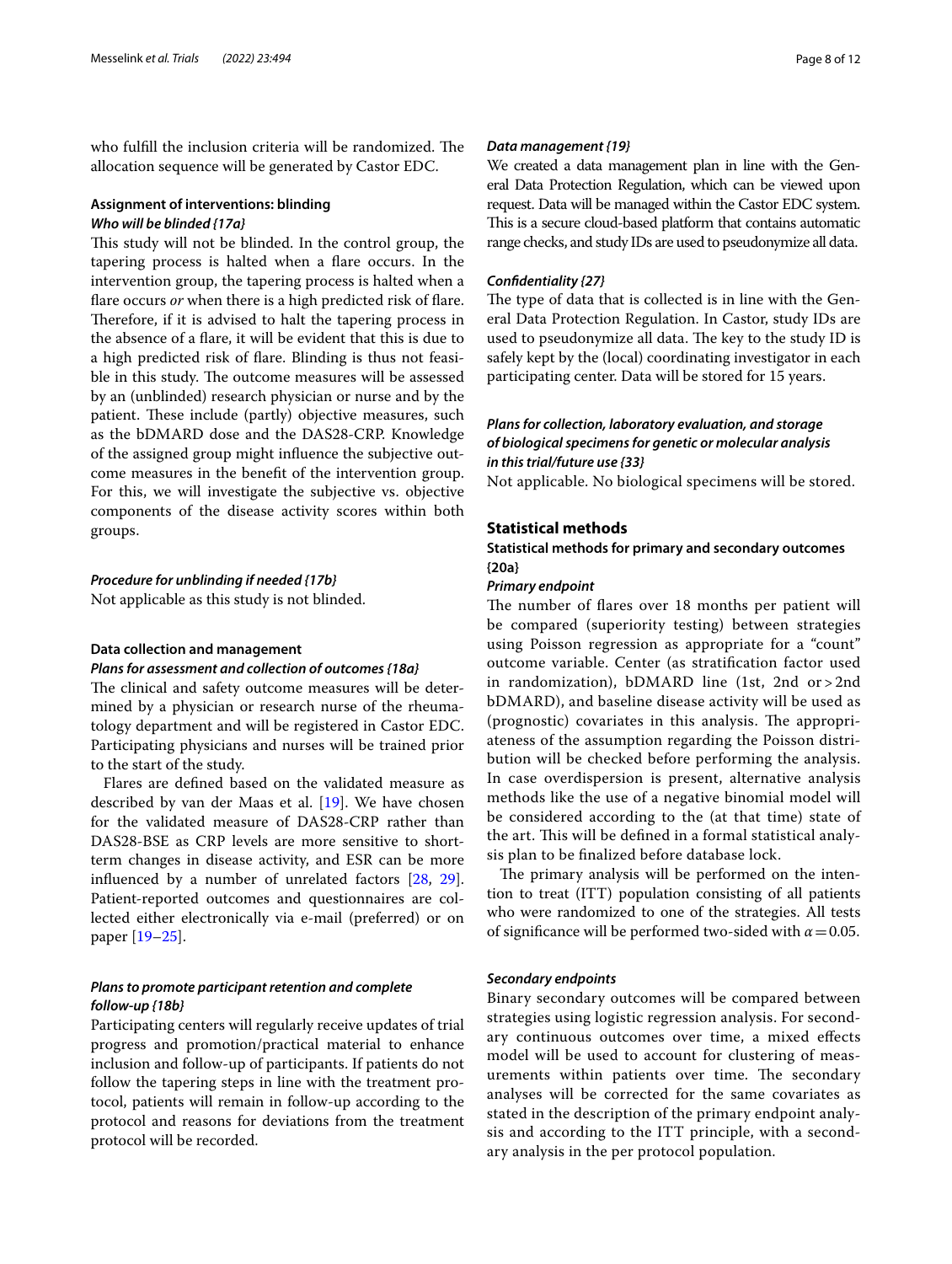who fulfill the inclusion criteria will be randomized. The allocation sequence will be generated by Castor EDC.

### Assignment of interventions: blinding

#### *Who will be blinded {17a}*

This study will not be blinded. In the control group, the tapering process is halted when a flare occurs. In the intervention group, the tapering process is halted when a flare occurs *or* when there is a high predicted risk of flare. Therefore, if it is advised to halt the tapering process in the absence of a flare, it will be evident that this is due to a high predicted risk of flare. Blinding is thus not feasible in this study. The outcome measures will be assessed by an (unblinded) research physician or nurse and by the patient. These include (partly) objective measures, such as the bDMARD dose and the DAS28-CRP. Knowledge of the assigned group might influence the subjective outcome measures in the benefit of the intervention group. For this, we will investigate the subjective vs. objective components of the disease activity scores within both groups.

#### *Procedure for unblinding if needed {17b}*

Not applicable as this study is not blinded.

### Data collection and management

#### *Plans for assessment and collection of outcomes {18a}*

The clinical and safety outcome measures will be determined by a physician or research nurse of the rheumatology department and will be registered in Castor EDC. Participating physicians and nurses will be trained prior to the start of the study.

Flares are defined based on the validated measure as described by van der Maas et al. [19]. We have chosen for the validated measure of DAS28-CRP rather than DAS28-BSE as CRP levels are more sensitive to short-term changes in disease activity, and ESR can be more influenced by a number of unrelated factors [28, 29]. Patient-reported outcomes and questionnaires are collected either electronically via e-mail (preferred) or on paper [19–25].

#### *Plans to promote participant retention and complete follow-up {18b}*

Participating centers will regularly receive updates of trial progress and promotion/practical material to enhance inclusion and follow-up of participants. If patients do not follow the tapering steps in line with the treatment protocol, patients will remain in follow-up according to the protocol and reasons for deviations from the treatment protocol will be recorded.

#### *Data management {19}*

We created a data management plan in line with the General Data Protection Regulation, which can be viewed upon request. Data will be managed within the Castor EDC system. This is a secure cloud-based platform that contains automatic range checks, and study IDs are used to pseudonymize all data.

#### *Confidentiality {27}*

The type of data that is collected is in line with the General Data Protection Regulation. In Castor, study IDs are used to pseudonymize all data. The key to the study ID is safely kept by the (local) coordinating investigator in each participating center. Data will be stored for 15 years.

#### *Plans for collection, laboratory evaluation, and storage of biological specimens for genetic or molecular analysis in this trial/future use {33}*

Not applicable. No biological specimens will be stored.

## Statistical methods

### Statistical methods for primary and secondary outcomes {20a}

#### *Primary endpoint*

The number of flares over 18 months per patient will be compared (superiority testing) between strategies using Poisson regression as appropriate for a "count" outcome variable. Center (as stratification factor used in randomization), bDMARD line (1st, 2nd or > 2nd bDMARD), and baseline disease activity will be used as (prognostic) covariates in this analysis. The appropriateness of the assumption regarding the Poisson distribution will be checked before performing the analysis. In case overdispersion is present, alternative analysis methods like the use of a negative binomial model will be considered according to the (at that time) state of the art. This will be defined in a formal statistical analysis plan to be finalized before database lock.

The primary analysis will be performed on the intention to treat (ITT) population consisting of all patients who were randomized to one of the strategies. All tests of significance will be performed two-sided with $\alpha = 0.05$.

#### *Secondary endpoints*

Binary secondary outcomes will be compared between strategies using logistic regression analysis. For secondary continuous outcomes over time, a mixed effects model will be used to account for clustering of measurements within patients over time. The secondary analyses will be corrected for the same covariates as stated in the description of the primary endpoint analysis and according to the ITT principle, with a secondary analysis in the per protocol population.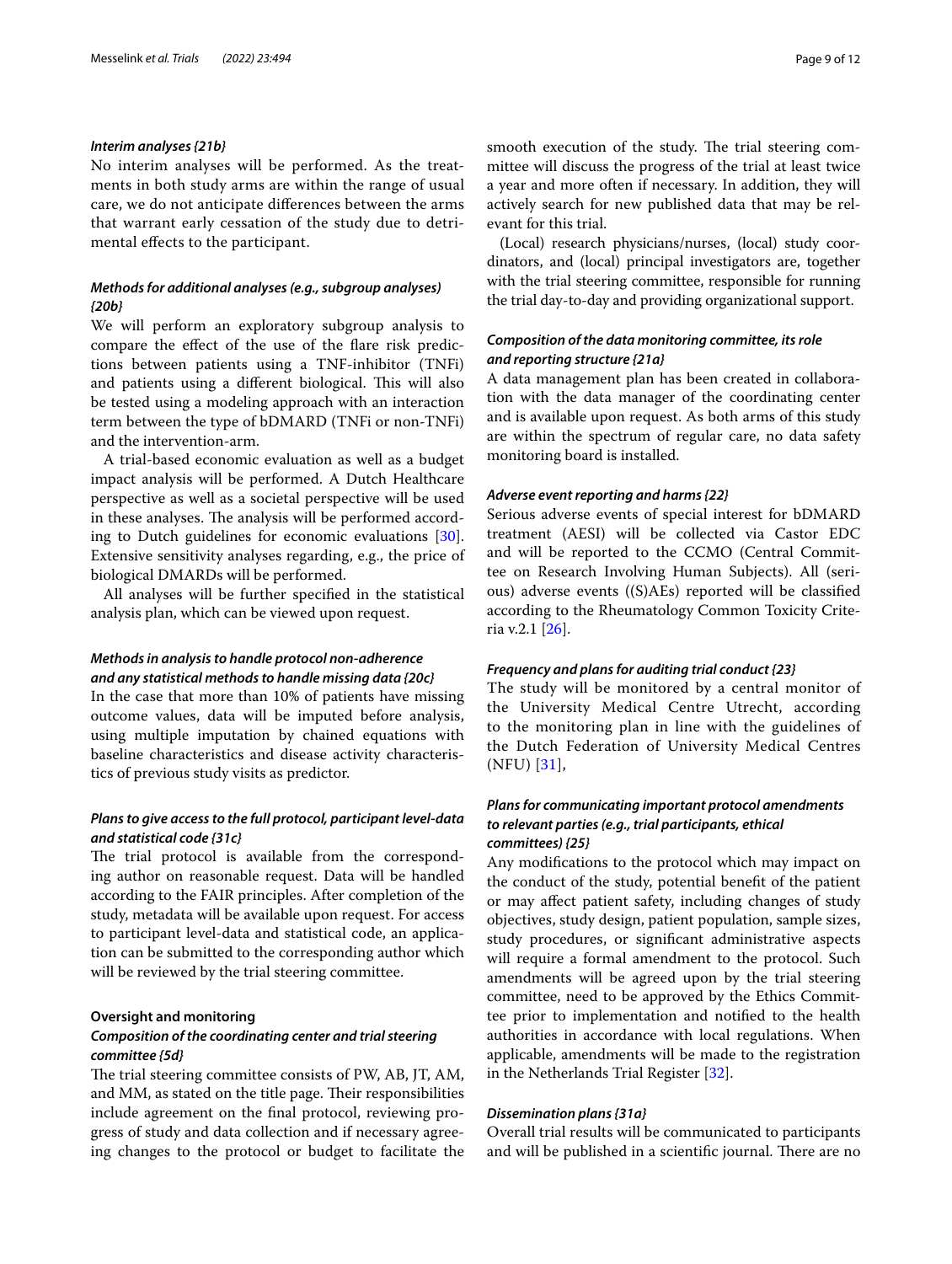### Interim analyses {21b}

No interim analyses will be performed. As the treatments in both study arms are within the range of usual care, we do not anticipate differences between the arms that warrant early cessation of the study due to detrimental effects to the participant.

### Methods for additional analyses (e.g., subgroup analyses) {20b}

We will perform an exploratory subgroup analysis to compare the effect of the use of the flare risk predictions between patients using a TNF-inhibitor (TNFi) and patients using a different biological. This will also be tested using a modeling approach with an interaction term between the type of bDMARD (TNFi or non-TNFi) and the intervention-arm.

A trial-based economic evaluation as well as a budget impact analysis will be performed. A Dutch Healthcare perspective as well as a societal perspective will be used in these analyses. The analysis will be performed according to Dutch guidelines for economic evaluations [30]. Extensive sensitivity analyses regarding, e.g., the price of biological DMARDs will be performed.

All analyses will be further specified in the statistical analysis plan, which can be viewed upon request.

### Methods in analysis to handle protocol non-adherence and any statistical methods to handle missing data {20c}

In the case that more than 10% of patients have missing outcome values, data will be imputed before analysis, using multiple imputation by chained equations with baseline characteristics and disease activity characteristics of previous study visits as predictor.

### Plans to give access to the full protocol, participant level-data and statistical code {31c}

The trial protocol is available from the corresponding author on reasonable request. Data will be handled according to the FAIR principles. After completion of the study, metadata will be available upon request. For access to participant level-data and statistical code, an application can be submitted to the corresponding author which will be reviewed by the trial steering committee.

## Oversight and monitoring

### Composition of the coordinating center and trial steering committee {5d}

The trial steering committee consists of PW, AB, JT, AM, and MM, as stated on the title page. Their responsibilities include agreement on the final protocol, reviewing progress of study and data collection and if necessary agreeing changes to the protocol or budget to facilitate the smooth execution of the study. The trial steering committee will discuss the progress of the trial at least twice a year and more often if necessary. In addition, they will actively search for new published data that may be relevant for this trial.

(Local) research physicians/nurses, (local) study coordinators, and (local) principal investigators are, together with the trial steering committee, responsible for running the trial day-to-day and providing organizational support.

### Composition of the data monitoring committee, its role and reporting structure {21a}

A data management plan has been created in collaboration with the data manager of the coordinating center and is available upon request. As both arms of this study are within the spectrum of regular care, no data safety monitoring board is installed.

### Adverse event reporting and harms {22}

Serious adverse events of special interest for bDMARD treatment (AESI) will be collected via Castor EDC and will be reported to the CCMO (Central Committee on Research Involving Human Subjects). All (serious) adverse events ((S)AEs) reported will be classified according to the Rheumatology Common Toxicity Criteria v.2.1 [26].

### Frequency and plans for auditing trial conduct {23}

The study will be monitored by a central monitor of the University Medical Centre Utrecht, according to the monitoring plan in line with the guidelines of the Dutch Federation of University Medical Centres (NFU) [31],

### Plans for communicating important protocol amendments to relevant parties (e.g., trial participants, ethical committees) {25}

Any modifications to the protocol which may impact on the conduct of the study, potential benefit of the patient or may affect patient safety, including changes of study objectives, study design, patient population, sample sizes, study procedures, or significant administrative aspects will require a formal amendment to the protocol. Such amendments will be agreed upon by the trial steering committee, need to be approved by the Ethics Committee prior to implementation and notified to the health authorities in accordance with local regulations. When applicable, amendments will be made to the registration in the Netherlands Trial Register [32].

### Dissemination plans {31a}

Overall trial results will be communicated to participants and will be published in a scientific journal. There are no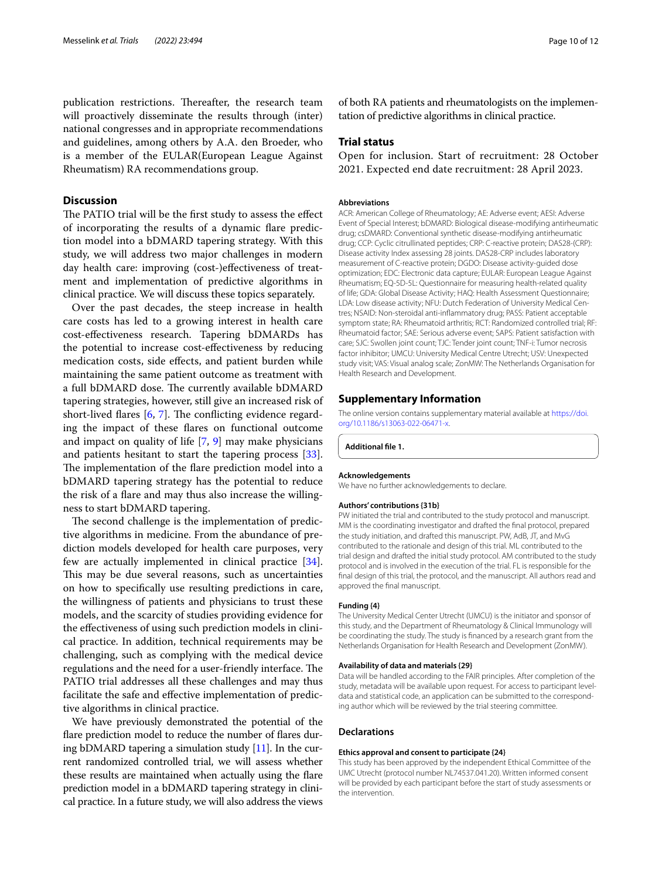publication restrictions. Thereafter, the research team will proactively disseminate the results through (inter) national congresses and in appropriate recommendations and guidelines, among others by A.A. den Broeder, who is a member of the EULAR(European League Against Rheumatism) RA recommendations group.

## Discussion

The PATIO trial will be the first study to assess the effect of incorporating the results of a dynamic flare prediction model into a bDMARD tapering strategy. With this study, we will address two major challenges in modern day health care: improving (cost-)effectiveness of treatment and implementation of predictive algorithms in clinical practice. We will discuss these topics separately.

Over the past decades, the steep increase in health care costs has led to a growing interest in health care cost-effectiveness research. Tapering bDMARDs has the potential to increase cost-effectiveness by reducing medication costs, side effects, and patient burden while maintaining the same patient outcome as treatment with a full bDMARD dose. The currently available bDMARD tapering strategies, however, still give an increased risk of short-lived flares [6, 7]. The conflicting evidence regarding the impact of these flares on functional outcome and impact on quality of life [7, 9] may make physicians and patients hesitant to start the tapering process [33]. The implementation of the flare prediction model into a bDMARD tapering strategy has the potential to reduce the risk of a flare and may thus also increase the willingness to start bDMARD tapering.

The second challenge is the implementation of predictive algorithms in medicine. From the abundance of prediction models developed for health care purposes, very few are actually implemented in clinical practice [34]. This may be due several reasons, such as uncertainties on how to specifically use resulting predictions in care, the willingness of patients and physicians to trust these models, and the scarcity of studies providing evidence for the effectiveness of using such prediction models in clinical practice. In addition, technical requirements may be challenging, such as complying with the medical device regulations and the need for a user-friendly interface. The PATIO trial addresses all these challenges and may thus facilitate the safe and effective implementation of predictive algorithms in clinical practice.

We have previously demonstrated the potential of the flare prediction model to reduce the number of flares during bDMARD tapering a simulation study [11]. In the current randomized controlled trial, we will assess whether these results are maintained when actually using the flare prediction model in a bDMARD tapering strategy in clinical practice. In a future study, we will also address the views of both RA patients and rheumatologists on the implementation of predictive algorithms in clinical practice.

## Trial status

Open for inclusion. Start of recruitment: 28 October 2021. Expected end date recruitment: 28 April 2023.

#### Abbreviations

ACR: American College of Rheumatology; AE: Adverse event; AESI: Adverse Event of Special Interest; bDMARD: Biological disease-modifying antirheumatic drug; csDMARD: Conventional synthetic disease-modifying antirheumatic drug; CCP: Cyclic citrullinated peptides; CRP: C-reactive protein; DAS28-(CRP): Disease activity Index assessing 28 joints. DAS28-CRP includes laboratory measurement of C-reactive protein; DGDO: Disease activity-guided dose optimization; EDC: Electronic data capture; EULAR: European League Against Rheumatism; EQ-5D-5L: Questionnaire for measuring health-related quality of life; GDA: Global Disease Activity; HAQ: Health Assessment Questionnaire; LDA: Low disease activity; NFU: Dutch Federation of University Medical Centres; NSAID: Non-steroidal anti-inflammatory drug; PASS: Patient acceptable symptom state; RA: Rheumatoid arthritis; RCT: Randomized controlled trial; RF: Rheumatoid factor; SAE: Serious adverse event; SAPS: Patient satisfaction with care; SJC: Swollen joint count; TJC: Tender joint count; TNF-i: Tumor necrosis factor inhibitor; UMCU: University Medical Centre Utrecht; USV: Unexpected study visit; VAS: Visual analog scale; ZonMW: The Netherlands Organisation for Health Research and Development.

## Supplementary Information

The online version contains supplementary material available at https://doi.org/10.1186/s13063-022-06471-x.

**Additional file 1.**

#### Acknowledgements

We have no further acknowledgements to declare.

#### Authors' contributions {31b}

PW initiated the trial and contributed to the study protocol and manuscript. MM is the coordinating investigator and drafted the final protocol, prepared the study initiation, and drafted this manuscript. PW, AdB, JT, and MvG contributed to the rationale and design of this trial. ML contributed to the trial design and drafted the initial study protocol. AM contributed to the study protocol and is involved in the execution of the trial. FL is responsible for the final design of this trial, the protocol, and the manuscript. All authors read and approved the final manuscript.

#### Funding {4}

The University Medical Center Utrecht (UMCU) is the initiator and sponsor of this study, and the Department of Rheumatology & Clinical Immunology will be coordinating the study. The study is financed by a research grant from the Netherlands Organisation for Health Research and Development (ZonMW).

#### Availability of data and materials {29}

Data will be handled according to the FAIR principles. After completion of the study, metadata will be available upon request. For access to participant level-data and statistical code, an application can be submitted to the corresponding author which will be reviewed by the trial steering committee.

## Declarations

#### Ethics approval and consent to participate {24}

This study has been approved by the independent Ethical Committee of the UMC Utrecht (protocol number NL74537.041.20). Written informed consent will be provided by each participant before the start of study assessments or the intervention.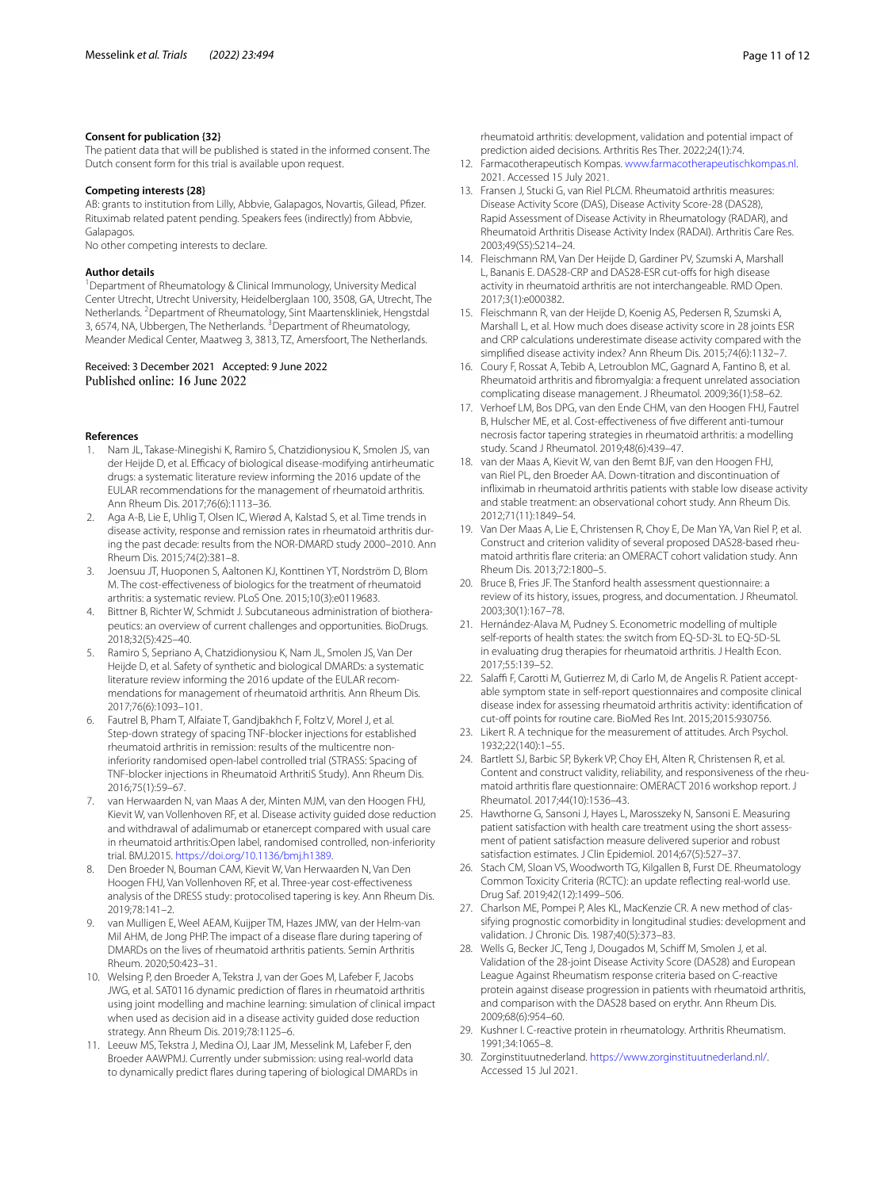#### Consent for publication {32}

The patient data that will be published is stated in the informed consent. The Dutch consent form for this trial is available upon request.

#### Competing interests {28}

AB: grants to institution from Lilly, Abbvie, Galapagos, Novartis, Gilead, Pfizer. Rituximab related patent pending. Speakers fees (indirectly) from Abbvie, Galapagos.

No other competing interests to declare.

#### Author details

[1]Department of Rheumatology & Clinical Immunology, University Medical Center Utrecht, Utrecht University, Heidelberglaan 100, 3508, GA, Utrecht, The Netherlands. [2]Department of Rheumatology, Sint Maartenskliniek, Hengstdal 3, 6574, NA, Ubbergen, The Netherlands. [3]Department of Rheumatology, Meander Medical Center, Maatweg 3, 3813, TZ, Amersfoort, The Netherlands.

Received: 3 December 2021 Accepted: 9 June 2022
Published online: 16 June 2022

#### References

1. Nam JL, Takase-Minegishi K, Ramiro S, Chatzidionysiou K, Smolen JS, van der Heijde D, et al. Efficacy of biological disease-modifying antirheumatic drugs: a systematic literature review informing the 2016 update of the EULAR recommendations for the management of rheumatoid arthritis. Ann Rheum Dis. 2017;76(6):1113–36.
2. Aga A-B, Lie E, Uhlig T, Olsen IC, Wierød A, Kalstad S, et al. Time trends in disease activity, response and remission rates in rheumatoid arthritis during the past decade: results from the NOR-DMARD study 2000–2010. Ann Rheum Dis. 2015;74(2):381–8.
3. Joensuu JT, Huoponen S, Aaltonen KJ, Konttinen YT, Nordström D, Blom M. The cost-effectiveness of biologics for the treatment of rheumatoid arthritis: a systematic review. PLoS One. 2015;10(3):e0119683.
4. Bittner B, Richter W, Schmidt J. Subcutaneous administration of biotherapeutics: an overview of current challenges and opportunities. BioDrugs. 2018;32(5):425–40.
5. Ramiro S, Sepriano A, Chatzidionysiou K, Nam JL, Smolen JS, Van Der Heijde D, et al. Safety of synthetic and biological DMARDs: a systematic literature review informing the 2016 update of the EULAR recommendations for management of rheumatoid arthritis. Ann Rheum Dis. 2017;76(6):1093–101.
6. Fautrel B, Pham T, Alfaiate T, Gandjbakhch F, Foltz V, Morel J, et al. Step-down strategy of spacing TNF-blocker injections for established rheumatoid arthritis in remission: results of the multicentre non-inferiority randomised open-label controlled trial (STRASS: Spacing of TNF-blocker injections in Rheumatoid ArthritiS Study). Ann Rheum Dis. 2016;75(1):59–67.
7. van Herwaarden N, van Maas A der, Minten MJM, van den Hoogen FHJ, Kievit W, van Vollenhoven RF, et al. Disease activity guided dose reduction and withdrawal of adalimumab or etanercept compared with usual care in rheumatoid arthritis:Open label, randomised controlled, non-inferiority trial. BMJ.2015. https://doi.org/10.1136/bmj.h1389.
8. Den Broeder N, Bouman CAM, Kievit W, Van Herwaarden N, Van Den Hoogen FHJ, Van Vollenhoven RF, et al. Three-year cost-effectiveness analysis of the DRESS study: protocolised tapering is key. Ann Rheum Dis. 2019;78:141–2.
9. van Mulligen E, Weel AEAM, Kuijper TM, Hazes JMW, van der Helm-van Mil AHM, de Jong PHP. The impact of a disease flare during tapering of DMARDs on the lives of rheumatoid arthritis patients. Semin Arthritis Rheum. 2020;50:423–31.
10. Welsing P, den Broeder A, Tekstra J, van der Goes M, Lafeber F, Jacobs JWG, et al. SAT0116 dynamic prediction of flares in rheumatoid arthritis using joint modelling and machine learning: simulation of clinical impact when used as decision aid in a disease activity guided dose reduction strategy. Ann Rheum Dis. 2019;78:1125–6.
11. Leeuw MS, Tekstra J, Medina OJ, Laar JM, Messelink M, Lafeber F, den Broeder AAWPMJ. Currently under submission: using real-world data to dynamically predict flares during tapering of biological DMARDs in rheumatoid arthritis: development, validation and potential impact of prediction aided decisions. Arthritis Res Ther. 2022;24(1):74.
12. Farmacotherapeutisch Kompas. www.farmacotherapeutischkompas.nl. 2021. Accessed 15 July 2021.
13. Fransen J, Stucki G, van Riel PLCM. Rheumatoid arthritis measures: Disease Activity Score (DAS), Disease Activity Score-28 (DAS28), Rapid Assessment of Disease Activity in Rheumatology (RADAR), and Rheumatoid Arthritis Disease Activity Index (RADAI). Arthritis Care Res. 2003;49(S5):S214–24.
14. Fleischmann RM, Van Der Heijde D, Gardiner PV, Szumski A, Marshall L, Bananis E. DAS28-CRP and DAS28-ESR cut-offs for high disease activity in rheumatoid arthritis are not interchangeable. RMD Open. 2017;3(1):e000382.
15. Fleischmann R, van der Heijde D, Koenig AS, Pedersen R, Szumski A, Marshall L, et al. How much does disease activity score in 28 joints ESR and CRP calculations underestimate disease activity compared with the simplified disease activity index? Ann Rheum Dis. 2015;74(6):1132–7.
16. Coury F, Rossat A, Tebib A, Letroublon MC, Gagnard A, Fantino B, et al. Rheumatoid arthritis and fibromyalgia: a frequent unrelated association complicating disease management. J Rheumatol. 2009;36(1):58–62.
17. Verhoef LM, Bos DPG, van den Ende CHM, van den Hoogen FHJ, Fautrel B, Hulscher ME, et al. Cost-effectiveness of five different anti-tumour necrosis factor tapering strategies in rheumatoid arthritis: a modelling study. Scand J Rheumatol. 2019;48(6):439–47.
18. van der Maas A, Kievit W, van den Bemt BJF, van den Hoogen FHJ, van Riel PL, den Broeder AA. Down-titration and discontinuation of infliximab in rheumatoid arthritis patients with stable low disease activity and stable treatment: an observational cohort study. Ann Rheum Dis. 2012;71(11):1849–54.
19. Van Der Maas A, Lie E, Christensen R, Choy E, De Man YA, Van Riel P, et al. Construct and criterion validity of several proposed DAS28-based rheumatoid arthritis flare criteria: an OMERACT cohort validation study. Ann Rheum Dis. 2013;72:1800–5.
20. Bruce B, Fries JF. The Stanford health assessment questionnaire: a review of its history, issues, progress, and documentation. J Rheumatol. 2003;30(1):167–78.
21. Hernández-Alava M, Pudney S. Econometric modelling of multiple self-reports of health states: the switch from EQ-5D-3L to EQ-5D-5L in evaluating drug therapies for rheumatoid arthritis. J Health Econ. 2017;55:139–52.
22. Salaffi F, Carotti M, Gutierrez M, di Carlo M, de Angelis R. Patient acceptable symptom state in self-report questionnaires and composite clinical disease index for assessing rheumatoid arthritis activity: identification of cut-off points for routine care. BioMed Res Int. 2015;2015:930756.
23. Likert R. A technique for the measurement of attitudes. Arch Psychol. 1932;22(140):1–55.
24. Bartlett SJ, Barbic SP, Bykerk VP, Choy EH, Alten R, Christensen R, et al. Content and construct validity, reliability, and responsiveness of the rheumatoid arthritis flare questionnaire: OMERACT 2016 workshop report. J Rheumatol. 2017;44(10):1536–43.
25. Hawthorne G, Sansoni J, Hayes L, Marosszeky N, Sansoni E. Measuring patient satisfaction with health care treatment using the short assessment of patient satisfaction measure delivered superior and robust satisfaction estimates. J Clin Epidemiol. 2014;67(5):527–37.
26. Stach CM, Sloan VS, Woodworth TG, Kilgallen B, Furst DE. Rheumatology Common Toxicity Criteria (RCTC): an update reflecting real-world use. Drug Saf. 2019;42(12):1499–506.
27. Charlson ME, Pompei P, Ales KL, MacKenzie CR. A new method of classifying prognostic comorbidity in longitudinal studies: development and validation. J Chronic Dis. 1987;40(5):373–83.
28. Wells G, Becker JC, Teng J, Dougados M, Schiff M, Smolen J, et al. Validation of the 28-joint Disease Activity Score (DAS28) and European League Against Rheumatism response criteria based on C-reactive protein against disease progression in patients with rheumatoid arthritis, and comparison with the DAS28 based on erythr. Ann Rheum Dis. 2009;68(6):954–60.
29. Kushner I. C-reactive protein in rheumatology. Arthritis Rheumatism. 1991;34:1065–8.
30. Zorginstituutnederland. https://www.zorginstituutnederland.nl/. Accessed 15 Jul 2021.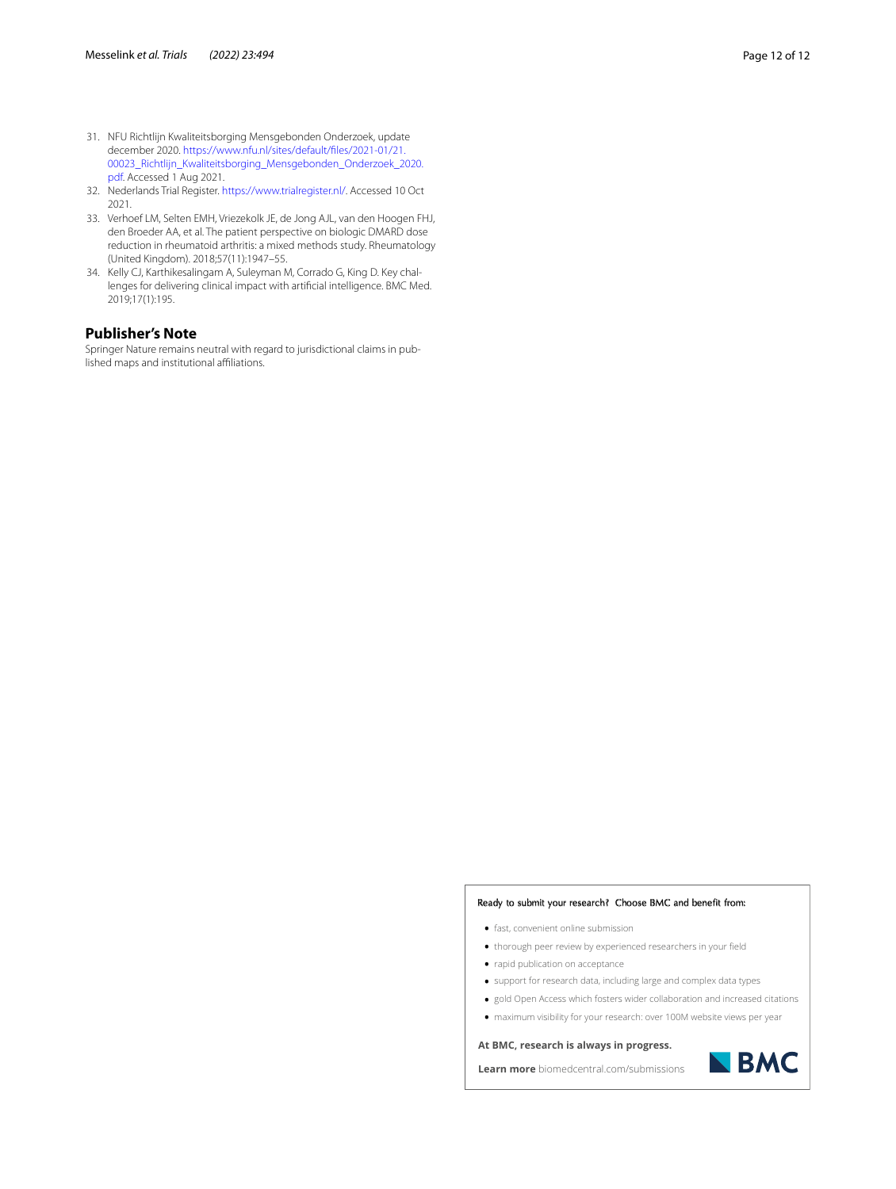31. NFU Richtlijn Kwaliteitsborging Mensgebonden Onderzoek, update december 2020. https://www.nfu.nl/sites/default/files/2021-01/21.00023_Richtlijn_Kwaliteitsborging_Mensgebonden_Onderzoek_2020.pdf. Accessed 1 Aug 2021.
32. Nederlands Trial Register. https://www.trialregister.nl/. Accessed 10 Oct 2021.
33. Verhoef LM, Selten EMH, Vriezekolk JE, de Jong AJL, van den Hoogen FHJ, den Broeder AA, et al. The patient perspective on biologic DMARD dose reduction in rheumatoid arthritis: a mixed methods study. Rheumatology (United Kingdom). 2018;57(11):1947–55.
34. Kelly CJ, Karthikesalingam A, Suleyman M, Corrado G, King D. Key challenges for delivering clinical impact with artificial intelligence. BMC Med. 2019;17(1):195.

## Publisher's Note

Springer Nature remains neutral with regard to jurisdictional claims in published maps and institutional affiliations.

Ready to submit your research? Choose BMC and benefit from:

- fast, convenient online submission
- thorough peer review by experienced researchers in your field
- rapid publication on acceptance
- support for research data, including large and complex data types
- gold Open Access which fosters wider collaboration and increased citations
- maximum visibility for your research: over 100M website views per year

**At BMC, research is always in progress.**

**Learn more** biomedcentral.com/submissions

BMC